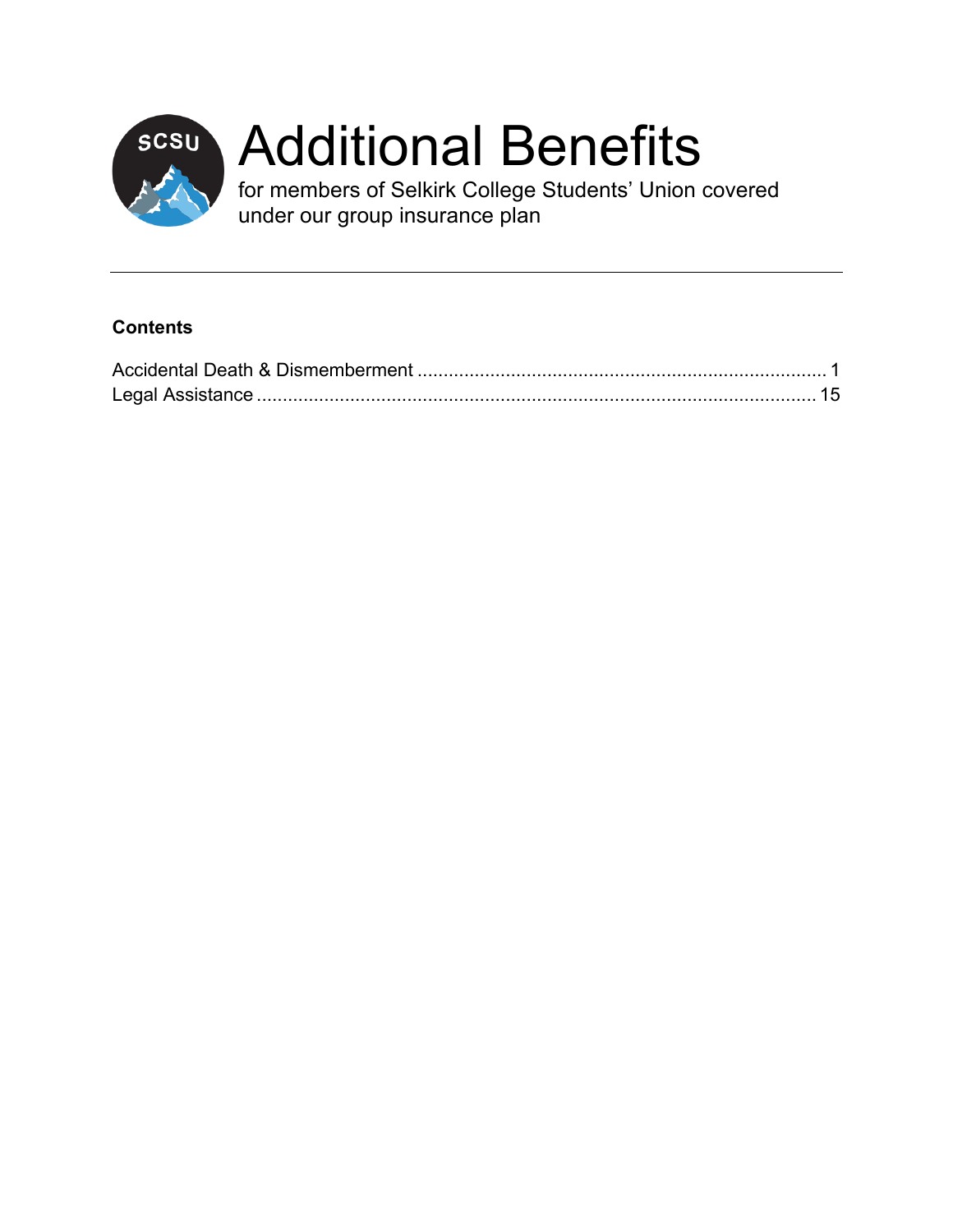# Additional Benefits

for members of Selkirk College Students' Union covered under our group insurance plan

---

**Contents**

Accidental Death & Dismemberment ............................................................................... 1
Legal Assistance ........................................................................................................... 15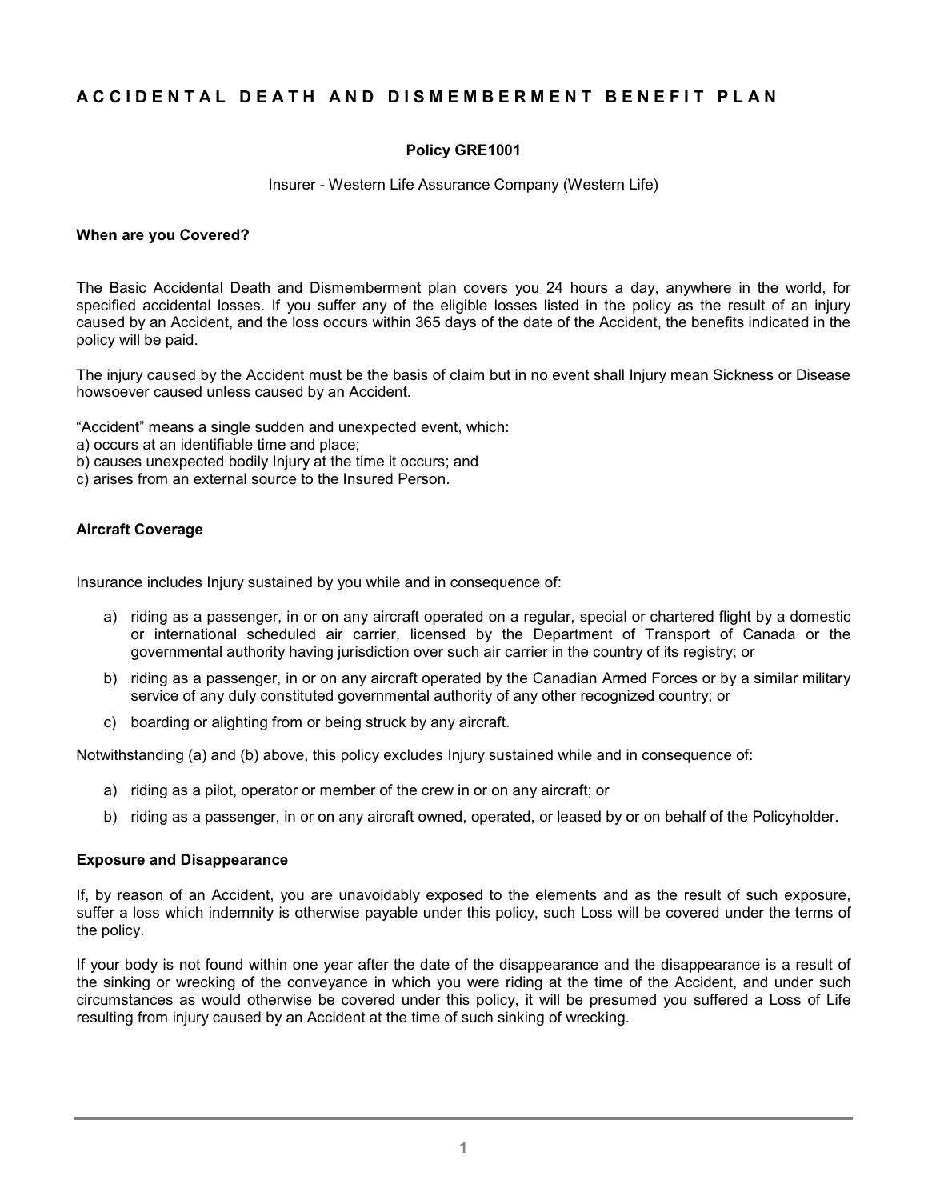# ACCIDENTAL DEATH AND DISMEMBERMENT BENEFIT PLAN

**Policy GRE1001**

Insurer - Western Life Assurance Company (Western Life)

**When are you Covered?**

The Basic Accidental Death and Dismemberment plan covers you 24 hours a day, anywhere in the world, for specified accidental losses. If you suffer any of the eligible losses listed in the policy as the result of an injury caused by an Accident, and the loss occurs within 365 days of the date of the Accident, the benefits indicated in the policy will be paid.

The injury caused by the Accident must be the basis of claim but in no event shall Injury mean Sickness or Disease howsoever caused unless caused by an Accident.

"Accident" means a single sudden and unexpected event, which:
a) occurs at an identifiable time and place;
b) causes unexpected bodily Injury at the time it occurs; and
c) arises from an external source to the Insured Person.

**Aircraft Coverage**

Insurance includes Injury sustained by you while and in consequence of:

a) riding as a passenger, in or on any aircraft operated on a regular, special or chartered flight by a domestic or international scheduled air carrier, licensed by the Department of Transport of Canada or the governmental authority having jurisdiction over such air carrier in the country of its registry; or
b) riding as a passenger, in or on any aircraft operated by the Canadian Armed Forces or by a similar military service of any duly constituted governmental authority of any other recognized country; or
c) boarding or alighting from or being struck by any aircraft.

Notwithstanding (a) and (b) above, this policy excludes Injury sustained while and in consequence of:

a) riding as a pilot, operator or member of the crew in or on any aircraft; or
b) riding as a passenger, in or on any aircraft owned, operated, or leased by or on behalf of the Policyholder.

**Exposure and Disappearance**

If, by reason of an Accident, you are unavoidably exposed to the elements and as the result of such exposure, suffer a loss which indemnity is otherwise payable under this policy, such Loss will be covered under the terms of the policy.

If your body is not found within one year after the date of the disappearance and the disappearance is a result of the sinking or wrecking of the conveyance in which you were riding at the time of the Accident, and under such circumstances as would otherwise be covered under this policy, it will be presumed you suffered a Loss of Life resulting from injury caused by an Accident at the time of such sinking of wrecking.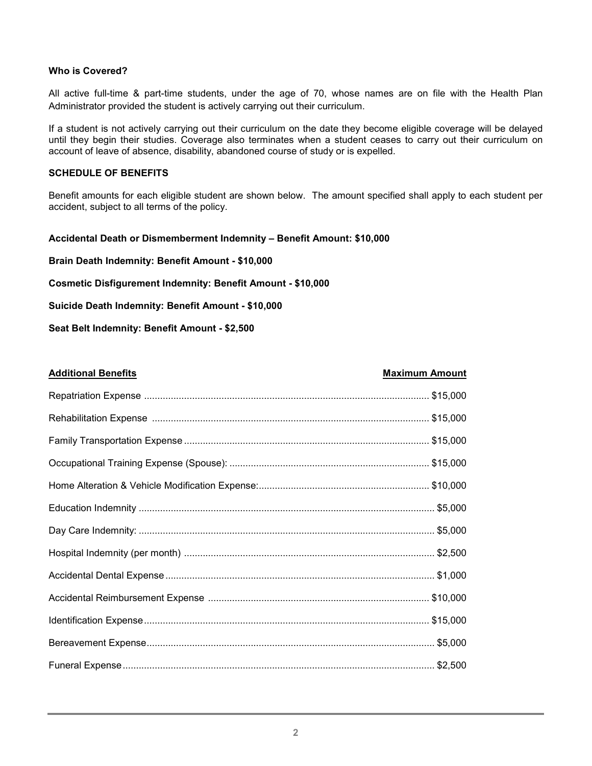**Who is Covered?**

All active full-time & part-time students, under the age of 70, whose names are on file with the Health Plan Administrator provided the student is actively carrying out their curriculum.

If a student is not actively carrying out their curriculum on the date they become eligible coverage will be delayed until they begin their studies. Coverage also terminates when a student ceases to carry out their curriculum on account of leave of absence, disability, abandoned course of study or is expelled.

**SCHEDULE OF BENEFITS**

Benefit amounts for each eligible student are shown below. The amount specified shall apply to each student per accident, subject to all terms of the policy.

**Accidental Death or Dismemberment Indemnity – Benefit Amount: $10,000**

**Brain Death Indemnity: Benefit Amount - $10,000**

**Cosmetic Disfigurement Indemnity: Benefit Amount - $10,000**

**Suicide Death Indemnity: Benefit Amount - $10,000**

**Seat Belt Indemnity: Benefit Amount - $2,500**

| Additional Benefits | Maximum Amount |
|---|---|
| Repatriation Expense | $15,000 |
| Rehabilitation Expense | $15,000 |
| Family Transportation Expense | $15,000 |
| Occupational Training Expense (Spouse): | $15,000 |
| Home Alteration & Vehicle Modification Expense: | $10,000 |
| Education Indemnity | $5,000 |
| Day Care Indemnity: | $5,000 |
| Hospital Indemnity (per month) | $2,500 |
| Accidental Dental Expense | $1,000 |
| Accidental Reimbursement Expense | $10,000 |
| Identification Expense | $15,000 |
| Bereavement Expense | $5,000 |
| Funeral Expense | $2,500 |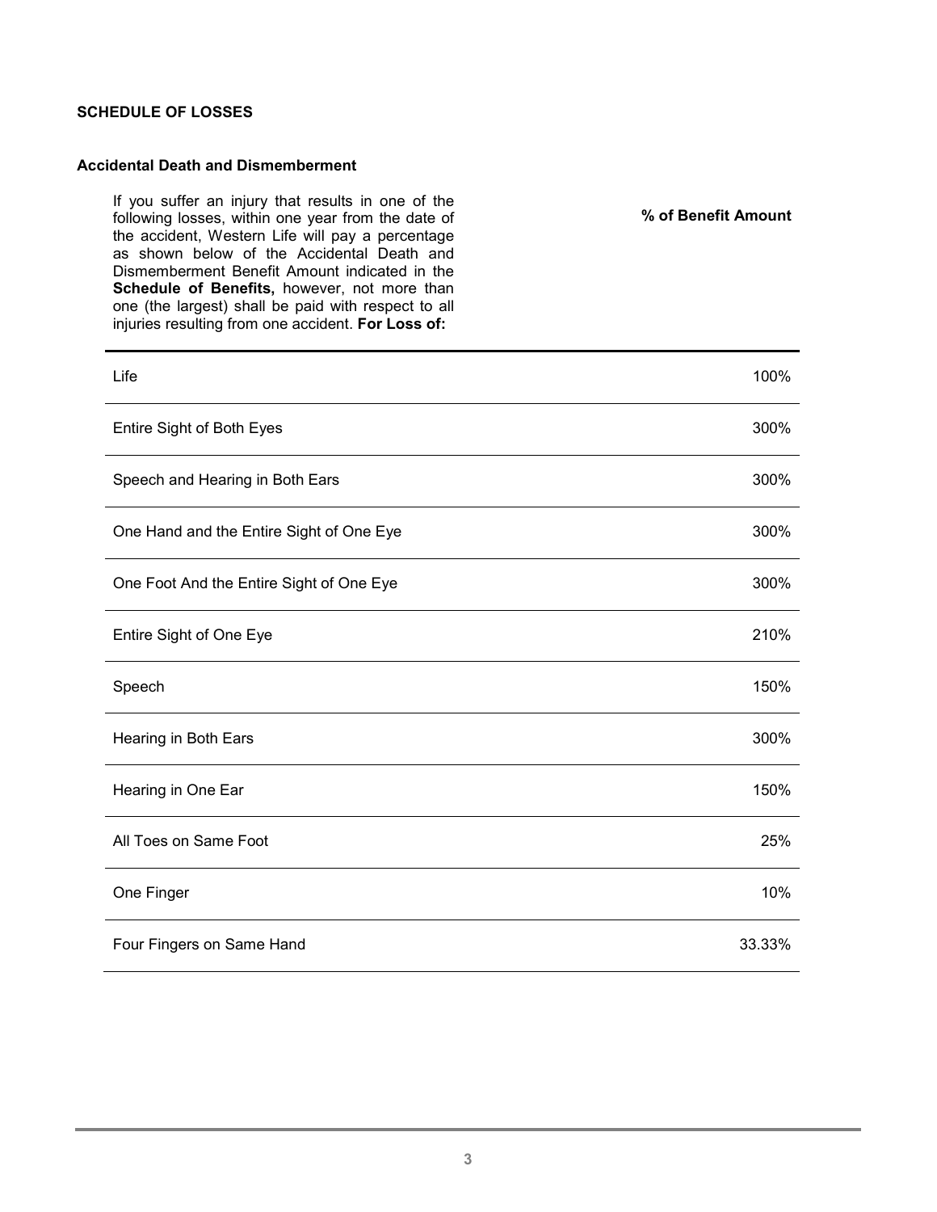## SCHEDULE OF LOSSES

### Accidental Death and Dismemberment

| If you suffer an injury that results in one of the following losses, within one year from the date of the accident, Western Life will pay a percentage as shown below of the Accidental Death and Dismemberment Benefit Amount indicated in the **Schedule of Benefits,** however, not more than one (the largest) shall be paid with respect to all injuries resulting from one accident. **For Loss of:** | **% of Benefit Amount** |
|---|---|
| Life | 100% |
| Entire Sight of Both Eyes | 300% |
| Speech and Hearing in Both Ears | 300% |
| One Hand and the Entire Sight of One Eye | 300% |
| One Foot And the Entire Sight of One Eye | 300% |
| Entire Sight of One Eye | 210% |
| Speech | 150% |
| Hearing in Both Ears | 300% |
| Hearing in One Ear | 150% |
| All Toes on Same Foot | 25% |
| One Finger | 10% |
| Four Fingers on Same Hand | 33.33% |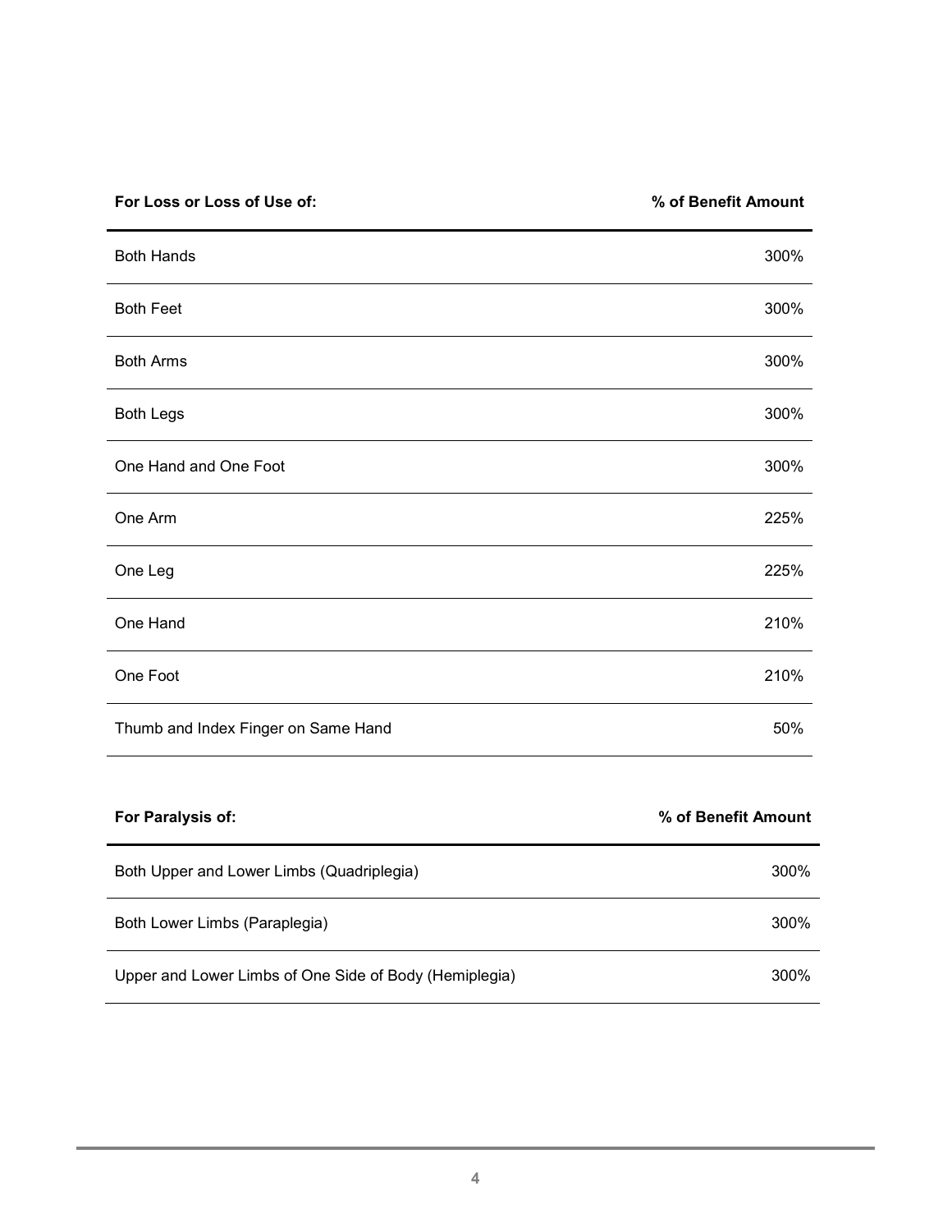| For Loss or Loss of Use of: | % of Benefit Amount |
| --- | --- |
| Both Hands | 300% |
| Both Feet | 300% |
| Both Arms | 300% |
| Both Legs | 300% |
| One Hand and One Foot | 300% |
| One Arm | 225% |
| One Leg | 225% |
| One Hand | 210% |
| One Foot | 210% |
| Thumb and Index Finger on Same Hand | 50% |

| For Paralysis of: | % of Benefit Amount |
| --- | --- |
| Both Upper and Lower Limbs (Quadriplegia) | 300% |
| Both Lower Limbs (Paraplegia) | 300% |
| Upper and Lower Limbs of One Side of Body (Hemiplegia) | 300% |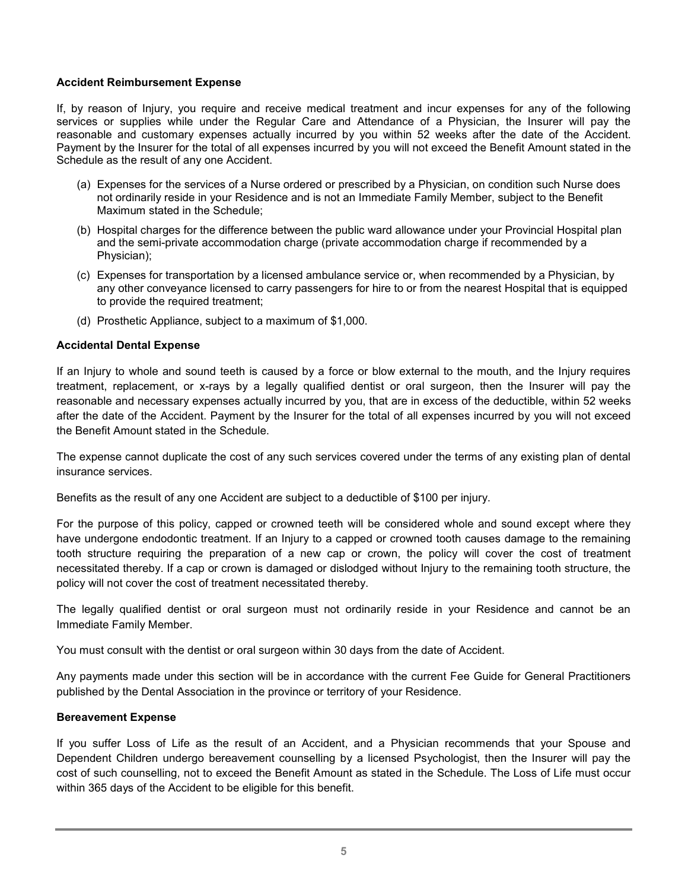**Accident Reimbursement Expense**

If, by reason of Injury, you require and receive medical treatment and incur expenses for any of the following services or supplies while under the Regular Care and Attendance of a Physician, the Insurer will pay the reasonable and customary expenses actually incurred by you within 52 weeks after the date of the Accident. Payment by the Insurer for the total of all expenses incurred by you will not exceed the Benefit Amount stated in the Schedule as the result of any one Accident.

(a) Expenses for the services of a Nurse ordered or prescribed by a Physician, on condition such Nurse does not ordinarily reside in your Residence and is not an Immediate Family Member, subject to the Benefit Maximum stated in the Schedule;

(b) Hospital charges for the difference between the public ward allowance under your Provincial Hospital plan and the semi-private accommodation charge (private accommodation charge if recommended by a Physician);

(c) Expenses for transportation by a licensed ambulance service or, when recommended by a Physician, by any other conveyance licensed to carry passengers for hire to or from the nearest Hospital that is equipped to provide the required treatment;

(d) Prosthetic Appliance, subject to a maximum of $1,000.

**Accidental Dental Expense**

If an Injury to whole and sound teeth is caused by a force or blow external to the mouth, and the Injury requires treatment, replacement, or x-rays by a legally qualified dentist or oral surgeon, then the Insurer will pay the reasonable and necessary expenses actually incurred by you, that are in excess of the deductible, within 52 weeks after the date of the Accident. Payment by the Insurer for the total of all expenses incurred by you will not exceed the Benefit Amount stated in the Schedule.

The expense cannot duplicate the cost of any such services covered under the terms of any existing plan of dental insurance services.

Benefits as the result of any one Accident are subject to a deductible of $100 per injury.

For the purpose of this policy, capped or crowned teeth will be considered whole and sound except where they have undergone endodontic treatment. If an Injury to a capped or crowned tooth causes damage to the remaining tooth structure requiring the preparation of a new cap or crown, the policy will cover the cost of treatment necessitated thereby. If a cap or crown is damaged or dislodged without Injury to the remaining tooth structure, the policy will not cover the cost of treatment necessitated thereby.

The legally qualified dentist or oral surgeon must not ordinarily reside in your Residence and cannot be an Immediate Family Member.

You must consult with the dentist or oral surgeon within 30 days from the date of Accident.

Any payments made under this section will be in accordance with the current Fee Guide for General Practitioners published by the Dental Association in the province or territory of your Residence.

**Bereavement Expense**

If you suffer Loss of Life as the result of an Accident, and a Physician recommends that your Spouse and Dependent Children undergo bereavement counselling by a licensed Psychologist, then the Insurer will pay the cost of such counselling, not to exceed the Benefit Amount as stated in the Schedule. The Loss of Life must occur within 365 days of the Accident to be eligible for this benefit.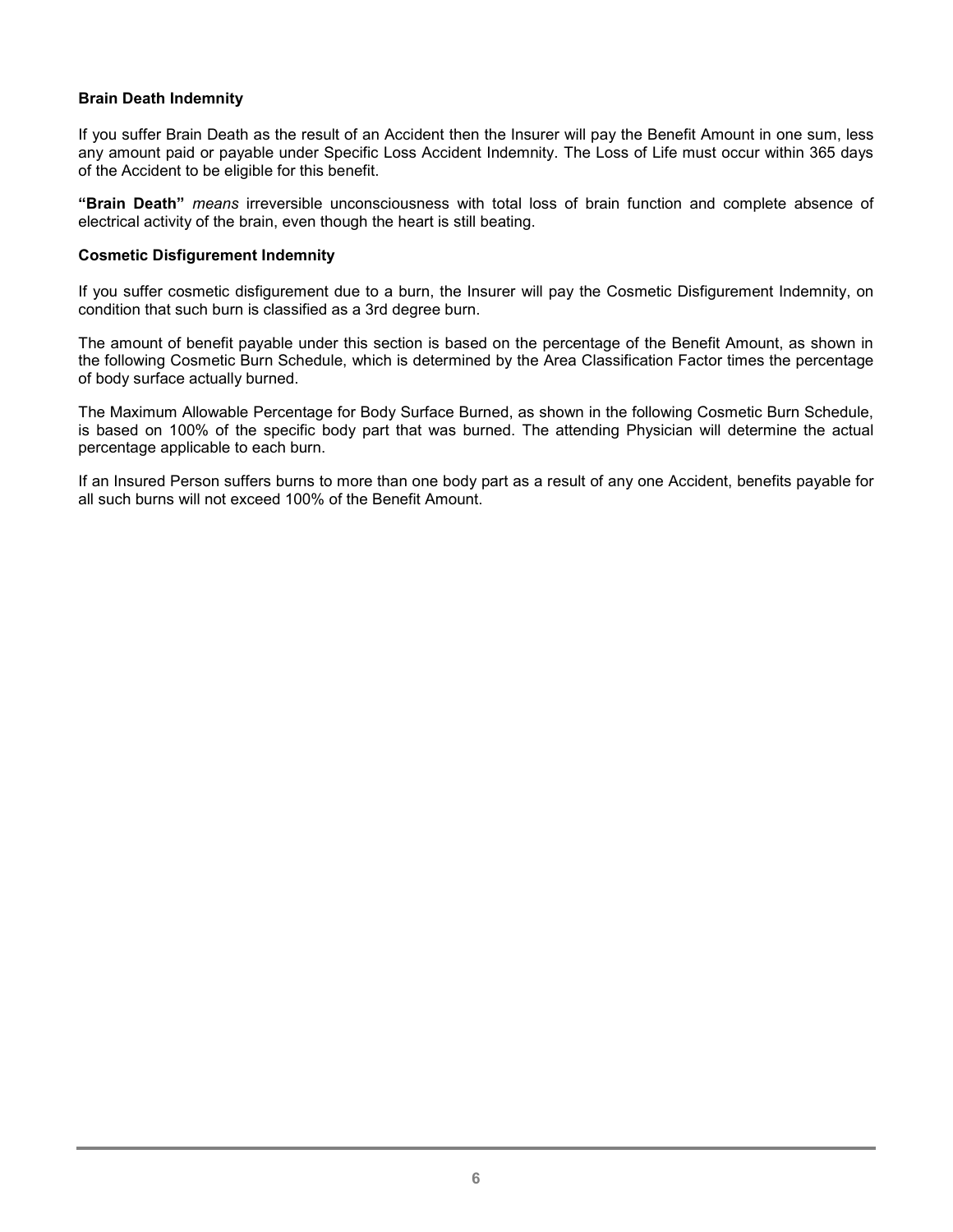**Brain Death Indemnity**

If you suffer Brain Death as the result of an Accident then the Insurer will pay the Benefit Amount in one sum, less any amount paid or payable under Specific Loss Accident Indemnity. The Loss of Life must occur within 365 days of the Accident to be eligible for this benefit.

**"Brain Death"** *means* irreversible unconsciousness with total loss of brain function and complete absence of electrical activity of the brain, even though the heart is still beating.

**Cosmetic Disfigurement Indemnity**

If you suffer cosmetic disfigurement due to a burn, the Insurer will pay the Cosmetic Disfigurement Indemnity, on condition that such burn is classified as a 3rd degree burn.

The amount of benefit payable under this section is based on the percentage of the Benefit Amount, as shown in the following Cosmetic Burn Schedule, which is determined by the Area Classification Factor times the percentage of body surface actually burned.

The Maximum Allowable Percentage for Body Surface Burned, as shown in the following Cosmetic Burn Schedule, is based on 100% of the specific body part that was burned. The attending Physician will determine the actual percentage applicable to each burn.

If an Insured Person suffers burns to more than one body part as a result of any one Accident, benefits payable for all such burns will not exceed 100% of the Benefit Amount.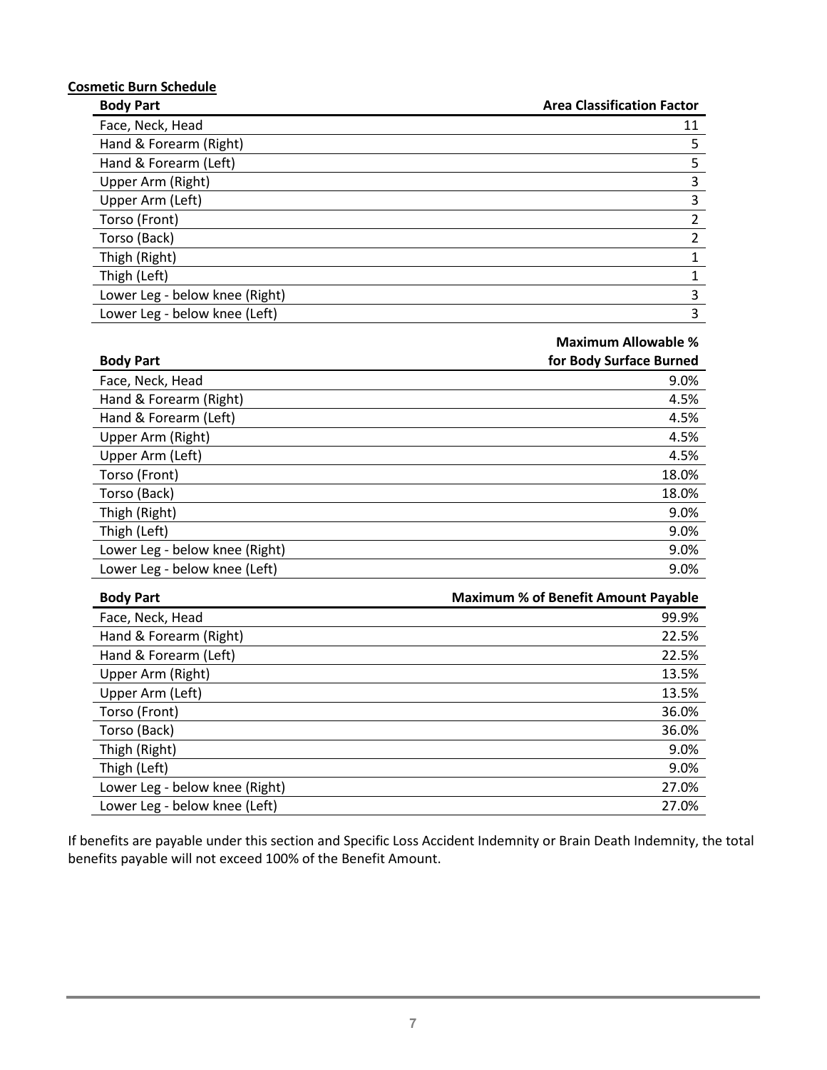**Cosmetic Burn Schedule**

| Body Part | Area Classification Factor |
|---|---|
| Face, Neck, Head | 11 |
| Hand & Forearm (Right) | 5 |
| Hand & Forearm (Left) | 5 |
| Upper Arm (Right) | 3 |
| Upper Arm (Left) | 3 |
| Torso (Front) | 2 |
| Torso (Back) | 2 |
| Thigh (Right) | 1 |
| Thigh (Left) | 1 |
| Lower Leg - below knee (Right) | 3 |
| Lower Leg - below knee (Left) | 3 |

| Body Part | Maximum Allowable % for Body Surface Burned |
|---|---|
| Face, Neck, Head | 9.0% |
| Hand & Forearm (Right) | 4.5% |
| Hand & Forearm (Left) | 4.5% |
| Upper Arm (Right) | 4.5% |
| Upper Arm (Left) | 4.5% |
| Torso (Front) | 18.0% |
| Torso (Back) | 18.0% |
| Thigh (Right) | 9.0% |
| Thigh (Left) | 9.0% |
| Lower Leg - below knee (Right) | 9.0% |
| Lower Leg - below knee (Left) | 9.0% |

| Body Part | Maximum % of Benefit Amount Payable |
|---|---|
| Face, Neck, Head | 99.9% |
| Hand & Forearm (Right) | 22.5% |
| Hand & Forearm (Left) | 22.5% |
| Upper Arm (Right) | 13.5% |
| Upper Arm (Left) | 13.5% |
| Torso (Front) | 36.0% |
| Torso (Back) | 36.0% |
| Thigh (Right) | 9.0% |
| Thigh (Left) | 9.0% |
| Lower Leg - below knee (Right) | 27.0% |
| Lower Leg - below knee (Left) | 27.0% |

If benefits are payable under this section and Specific Loss Accident Indemnity or Brain Death Indemnity, the total benefits payable will not exceed 100% of the Benefit Amount.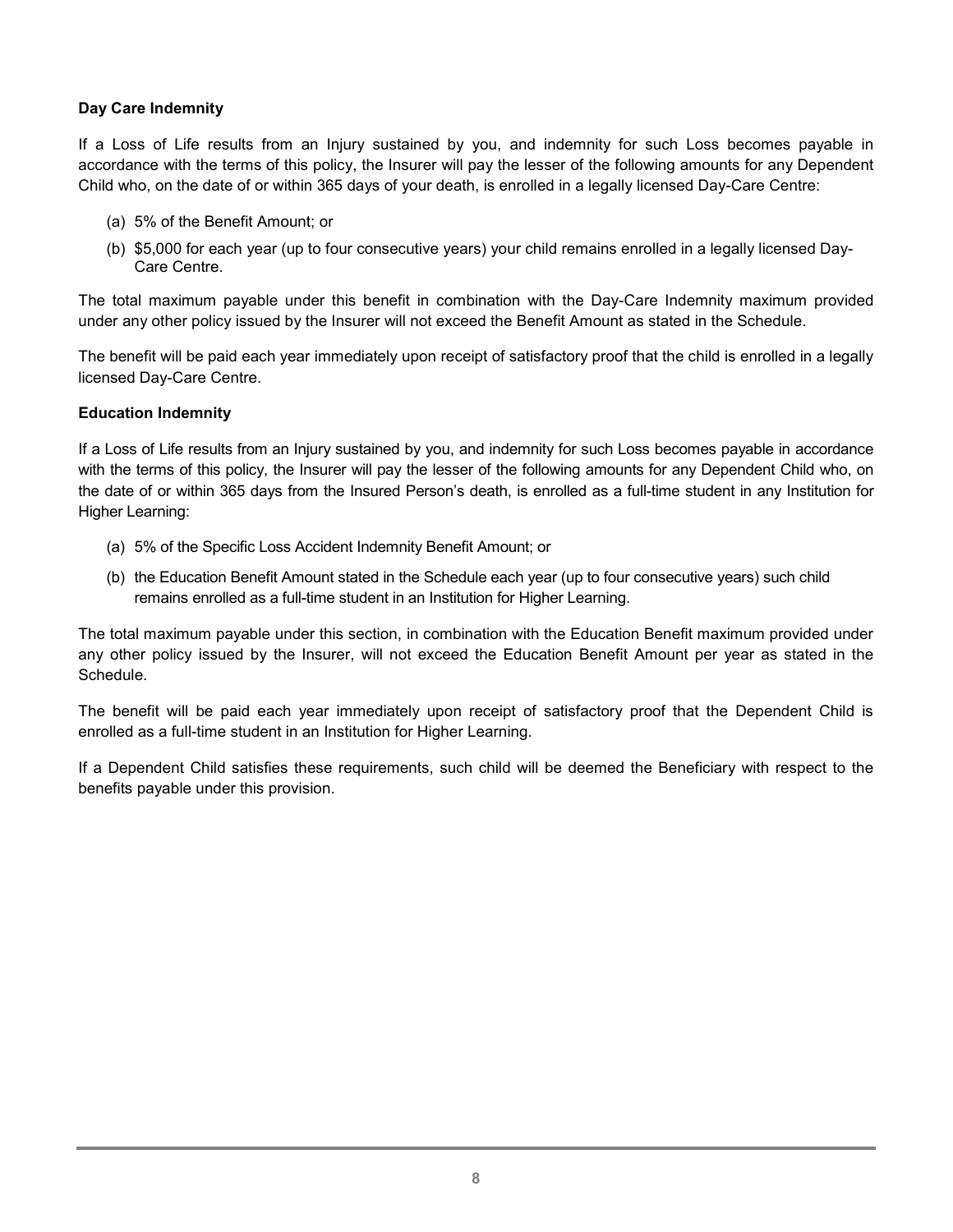**Day Care Indemnity**

If a Loss of Life results from an Injury sustained by you, and indemnity for such Loss becomes payable in accordance with the terms of this policy, the Insurer will pay the lesser of the following amounts for any Dependent Child who, on the date of or within 365 days of your death, is enrolled in a legally licensed Day-Care Centre:

(a) 5% of the Benefit Amount; or

(b) $5,000 for each year (up to four consecutive years) your child remains enrolled in a legally licensed Day-Care Centre.

The total maximum payable under this benefit in combination with the Day-Care Indemnity maximum provided under any other policy issued by the Insurer will not exceed the Benefit Amount as stated in the Schedule.

The benefit will be paid each year immediately upon receipt of satisfactory proof that the child is enrolled in a legally licensed Day-Care Centre.

**Education Indemnity**

If a Loss of Life results from an Injury sustained by you, and indemnity for such Loss becomes payable in accordance with the terms of this policy, the Insurer will pay the lesser of the following amounts for any Dependent Child who, on the date of or within 365 days from the Insured Person's death, is enrolled as a full-time student in any Institution for Higher Learning:

(a) 5% of the Specific Loss Accident Indemnity Benefit Amount; or

(b) the Education Benefit Amount stated in the Schedule each year (up to four consecutive years) such child remains enrolled as a full-time student in an Institution for Higher Learning.

The total maximum payable under this section, in combination with the Education Benefit maximum provided under any other policy issued by the Insurer, will not exceed the Education Benefit Amount per year as stated in the Schedule.

The benefit will be paid each year immediately upon receipt of satisfactory proof that the Dependent Child is enrolled as a full-time student in an Institution for Higher Learning.

If a Dependent Child satisfies these requirements, such child will be deemed the Beneficiary with respect to the benefits payable under this provision.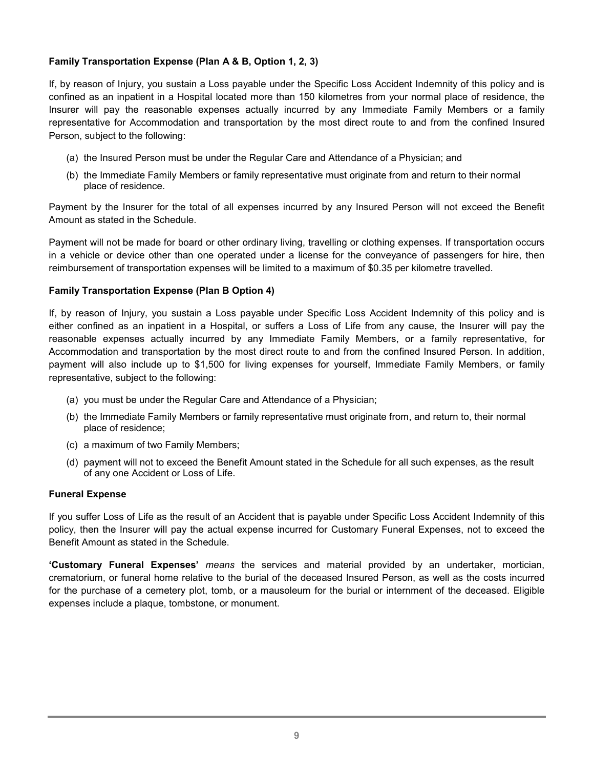**Family Transportation Expense (Plan A & B, Option 1, 2, 3)**

If, by reason of Injury, you sustain a Loss payable under the Specific Loss Accident Indemnity of this policy and is confined as an inpatient in a Hospital located more than 150 kilometres from your normal place of residence, the Insurer will pay the reasonable expenses actually incurred by any Immediate Family Members or a family representative for Accommodation and transportation by the most direct route to and from the confined Insured Person, subject to the following:

(a) the Insured Person must be under the Regular Care and Attendance of a Physician; and

(b) the Immediate Family Members or family representative must originate from and return to their normal place of residence.

Payment by the Insurer for the total of all expenses incurred by any Insured Person will not exceed the Benefit Amount as stated in the Schedule.

Payment will not be made for board or other ordinary living, travelling or clothing expenses. If transportation occurs in a vehicle or device other than one operated under a license for the conveyance of passengers for hire, then reimbursement of transportation expenses will be limited to a maximum of $0.35 per kilometre travelled.

**Family Transportation Expense (Plan B Option 4)**

If, by reason of Injury, you sustain a Loss payable under Specific Loss Accident Indemnity of this policy and is either confined as an inpatient in a Hospital, or suffers a Loss of Life from any cause, the Insurer will pay the reasonable expenses actually incurred by any Immediate Family Members, or a family representative, for Accommodation and transportation by the most direct route to and from the confined Insured Person. In addition, payment will also include up to $1,500 for living expenses for yourself, Immediate Family Members, or family representative, subject to the following:

(a) you must be under the Regular Care and Attendance of a Physician;

(b) the Immediate Family Members or family representative must originate from, and return to, their normal place of residence;

(c) a maximum of two Family Members;

(d) payment will not to exceed the Benefit Amount stated in the Schedule for all such expenses, as the result of any one Accident or Loss of Life.

**Funeral Expense**

If you suffer Loss of Life as the result of an Accident that is payable under Specific Loss Accident Indemnity of this policy, then the Insurer will pay the actual expense incurred for Customary Funeral Expenses, not to exceed the Benefit Amount as stated in the Schedule.

**'Customary Funeral Expenses'** *means* the services and material provided by an undertaker, mortician, crematorium, or funeral home relative to the burial of the deceased Insured Person, as well as the costs incurred for the purchase of a cemetery plot, tomb, or a mausoleum for the burial or internment of the deceased. Eligible expenses include a plaque, tombstone, or monument.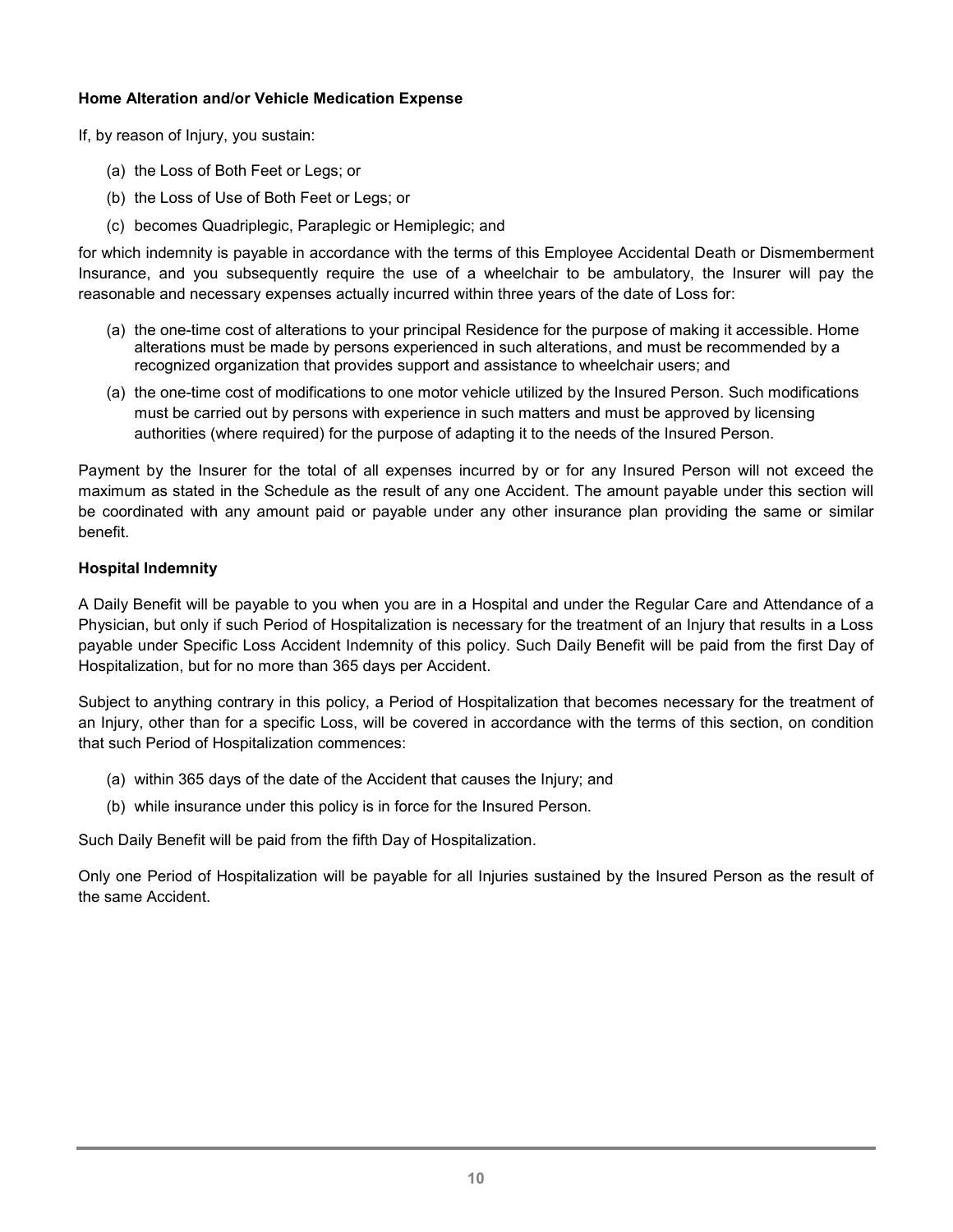**Home Alteration and/or Vehicle Medication Expense**

If, by reason of Injury, you sustain:

(a) the Loss of Both Feet or Legs; or

(b) the Loss of Use of Both Feet or Legs; or

(c) becomes Quadriplegic, Paraplegic or Hemiplegic; and

for which indemnity is payable in accordance with the terms of this Employee Accidental Death or Dismemberment Insurance, and you subsequently require the use of a wheelchair to be ambulatory, the Insurer will pay the reasonable and necessary expenses actually incurred within three years of the date of Loss for:

(a) the one-time cost of alterations to your principal Residence for the purpose of making it accessible. Home alterations must be made by persons experienced in such alterations, and must be recommended by a recognized organization that provides support and assistance to wheelchair users; and

(a) the one-time cost of modifications to one motor vehicle utilized by the Insured Person. Such modifications must be carried out by persons with experience in such matters and must be approved by licensing authorities (where required) for the purpose of adapting it to the needs of the Insured Person.

Payment by the Insurer for the total of all expenses incurred by or for any Insured Person will not exceed the maximum as stated in the Schedule as the result of any one Accident. The amount payable under this section will be coordinated with any amount paid or payable under any other insurance plan providing the same or similar benefit.

**Hospital Indemnity**

A Daily Benefit will be payable to you when you are in a Hospital and under the Regular Care and Attendance of a Physician, but only if such Period of Hospitalization is necessary for the treatment of an Injury that results in a Loss payable under Specific Loss Accident Indemnity of this policy. Such Daily Benefit will be paid from the first Day of Hospitalization, but for no more than 365 days per Accident.

Subject to anything contrary in this policy, a Period of Hospitalization that becomes necessary for the treatment of an Injury, other than for a specific Loss, will be covered in accordance with the terms of this section, on condition that such Period of Hospitalization commences:

(a) within 365 days of the date of the Accident that causes the Injury; and

(b) while insurance under this policy is in force for the Insured Person.

Such Daily Benefit will be paid from the fifth Day of Hospitalization.

Only one Period of Hospitalization will be payable for all Injuries sustained by the Insured Person as the result of the same Accident.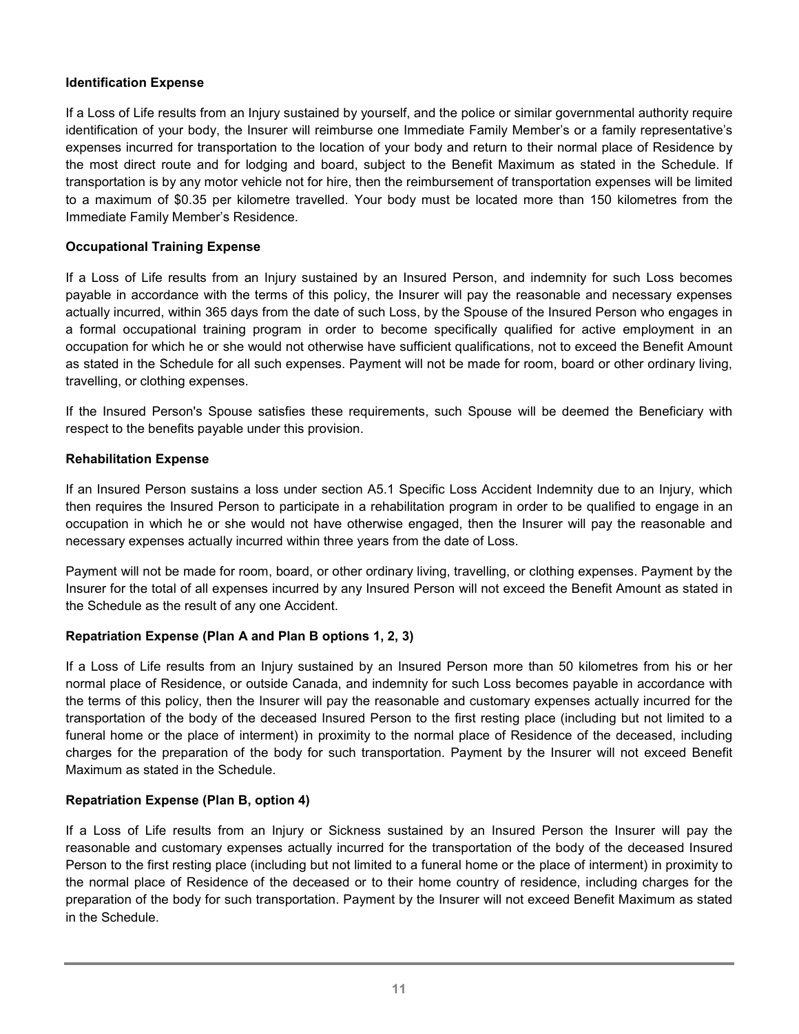**Identification Expense**

If a Loss of Life results from an Injury sustained by yourself, and the police or similar governmental authority require identification of your body, the Insurer will reimburse one Immediate Family Member's or a family representative's expenses incurred for transportation to the location of your body and return to their normal place of Residence by the most direct route and for lodging and board, subject to the Benefit Maximum as stated in the Schedule. If transportation is by any motor vehicle not for hire, then the reimbursement of transportation expenses will be limited to a maximum of $0.35 per kilometre travelled. Your body must be located more than 150 kilometres from the Immediate Family Member's Residence.

**Occupational Training Expense**

If a Loss of Life results from an Injury sustained by an Insured Person, and indemnity for such Loss becomes payable in accordance with the terms of this policy, the Insurer will pay the reasonable and necessary expenses actually incurred, within 365 days from the date of such Loss, by the Spouse of the Insured Person who engages in a formal occupational training program in order to become specifically qualified for active employment in an occupation for which he or she would not otherwise have sufficient qualifications, not to exceed the Benefit Amount as stated in the Schedule for all such expenses. Payment will not be made for room, board or other ordinary living, travelling, or clothing expenses.

If the Insured Person's Spouse satisfies these requirements, such Spouse will be deemed the Beneficiary with respect to the benefits payable under this provision.

**Rehabilitation Expense**

If an Insured Person sustains a loss under section A5.1 Specific Loss Accident Indemnity due to an Injury, which then requires the Insured Person to participate in a rehabilitation program in order to be qualified to engage in an occupation in which he or she would not have otherwise engaged, then the Insurer will pay the reasonable and necessary expenses actually incurred within three years from the date of Loss.

Payment will not be made for room, board, or other ordinary living, travelling, or clothing expenses. Payment by the Insurer for the total of all expenses incurred by any Insured Person will not exceed the Benefit Amount as stated in the Schedule as the result of any one Accident.

**Repatriation Expense (Plan A and Plan B options 1, 2, 3)**

If a Loss of Life results from an Injury sustained by an Insured Person more than 50 kilometres from his or her normal place of Residence, or outside Canada, and indemnity for such Loss becomes payable in accordance with the terms of this policy, then the Insurer will pay the reasonable and customary expenses actually incurred for the transportation of the body of the deceased Insured Person to the first resting place (including but not limited to a funeral home or the place of interment) in proximity to the normal place of Residence of the deceased, including charges for the preparation of the body for such transportation. Payment by the Insurer will not exceed Benefit Maximum as stated in the Schedule.

**Repatriation Expense (Plan B, option 4)**

If a Loss of Life results from an Injury or Sickness sustained by an Insured Person the Insurer will pay the reasonable and customary expenses actually incurred for the transportation of the body of the deceased Insured Person to the first resting place (including but not limited to a funeral home or the place of interment) in proximity to the normal place of Residence of the deceased or to their home country of residence, including charges for the preparation of the body for such transportation. Payment by the Insurer will not exceed Benefit Maximum as stated in the Schedule.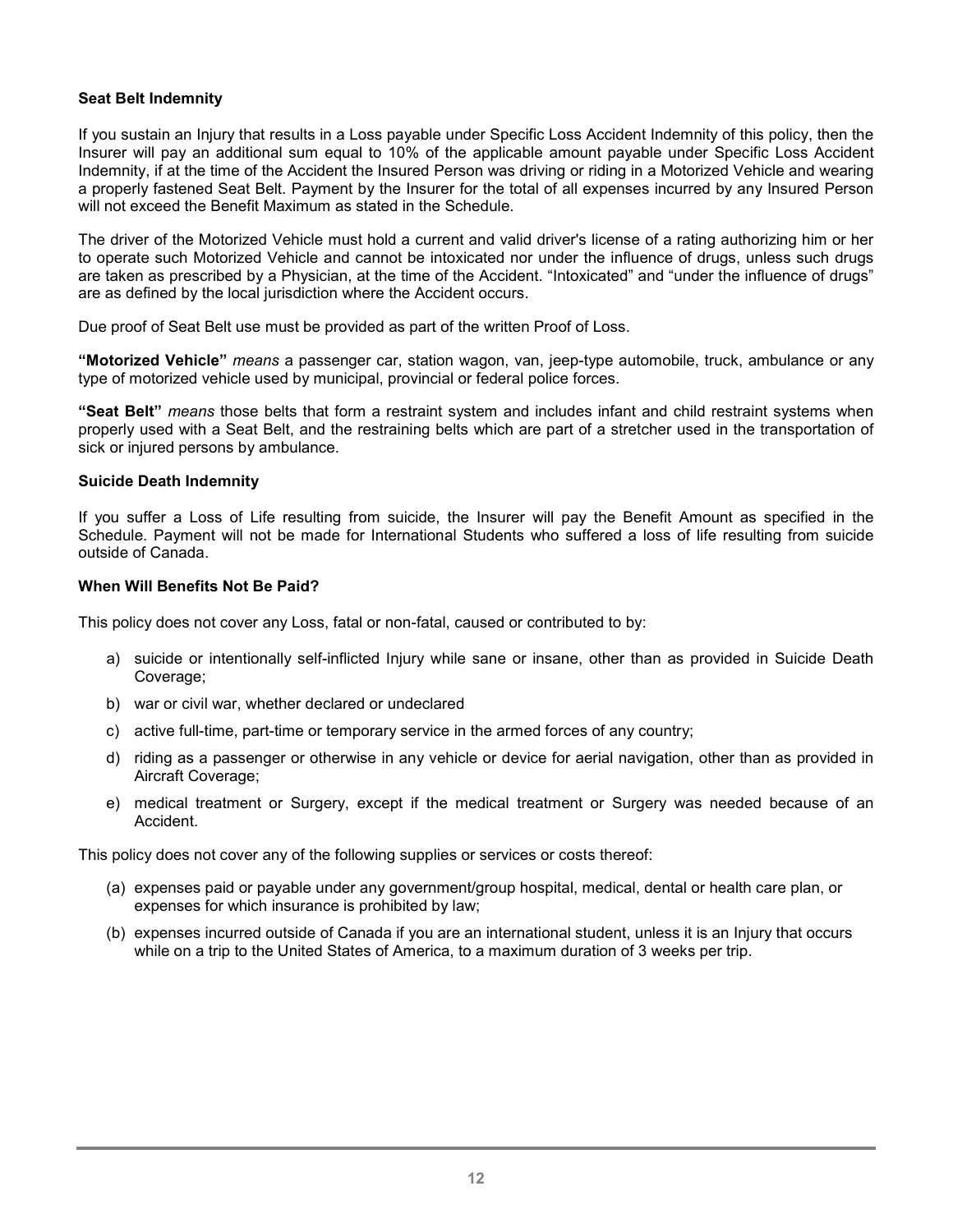### Seat Belt Indemnity

If you sustain an Injury that results in a Loss payable under Specific Loss Accident Indemnity of this policy, then the Insurer will pay an additional sum equal to 10% of the applicable amount payable under Specific Loss Accident Indemnity, if at the time of the Accident the Insured Person was driving or riding in a Motorized Vehicle and wearing a properly fastened Seat Belt. Payment by the Insurer for the total of all expenses incurred by any Insured Person will not exceed the Benefit Maximum as stated in the Schedule.

The driver of the Motorized Vehicle must hold a current and valid driver's license of a rating authorizing him or her to operate such Motorized Vehicle and cannot be intoxicated nor under the influence of drugs, unless such drugs are taken as prescribed by a Physician, at the time of the Accident. "Intoxicated" and "under the influence of drugs" are as defined by the local jurisdiction where the Accident occurs.

Due proof of Seat Belt use must be provided as part of the written Proof of Loss.

**"Motorized Vehicle"** *means* a passenger car, station wagon, van, jeep-type automobile, truck, ambulance or any type of motorized vehicle used by municipal, provincial or federal police forces.

**"Seat Belt"** *means* those belts that form a restraint system and includes infant and child restraint systems when properly used with a Seat Belt, and the restraining belts which are part of a stretcher used in the transportation of sick or injured persons by ambulance.

### Suicide Death Indemnity

If you suffer a Loss of Life resulting from suicide, the Insurer will pay the Benefit Amount as specified in the Schedule. Payment will not be made for International Students who suffered a loss of life resulting from suicide outside of Canada.

### When Will Benefits Not Be Paid?

This policy does not cover any Loss, fatal or non-fatal, caused or contributed to by:

a) suicide or intentionally self-inflicted Injury while sane or insane, other than as provided in Suicide Death Coverage;

b) war or civil war, whether declared or undeclared

c) active full-time, part-time or temporary service in the armed forces of any country;

d) riding as a passenger or otherwise in any vehicle or device for aerial navigation, other than as provided in Aircraft Coverage;

e) medical treatment or Surgery, except if the medical treatment or Surgery was needed because of an Accident.

This policy does not cover any of the following supplies or services or costs thereof:

(a) expenses paid or payable under any government/group hospital, medical, dental or health care plan, or expenses for which insurance is prohibited by law;

(b) expenses incurred outside of Canada if you are an international student, unless it is an Injury that occurs while on a trip to the United States of America, to a maximum duration of 3 weeks per trip.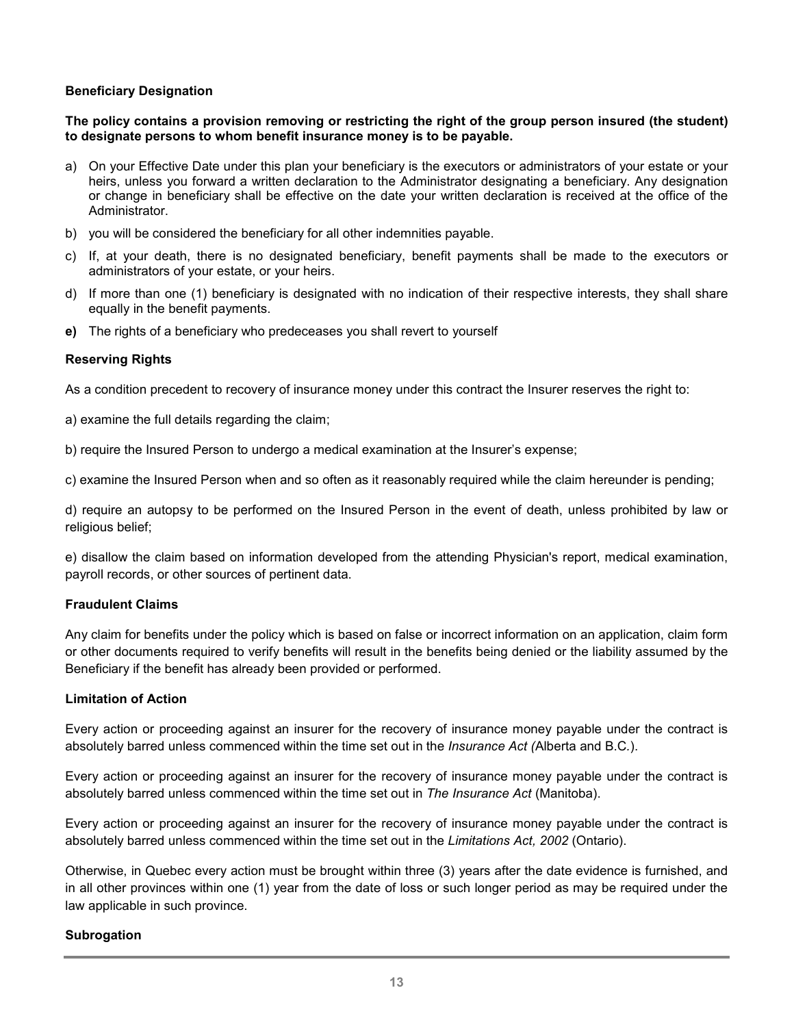**Beneficiary Designation**

**The policy contains a provision removing or restricting the right of the group person insured (the student) to designate persons to whom benefit insurance money is to be payable.**

a) On your Effective Date under this plan your beneficiary is the executors or administrators of your estate or your heirs, unless you forward a written declaration to the Administrator designating a beneficiary. Any designation or change in beneficiary shall be effective on the date your written declaration is received at the office of the Administrator.

b) you will be considered the beneficiary for all other indemnities payable.

c) If, at your death, there is no designated beneficiary, benefit payments shall be made to the executors or administrators of your estate, or your heirs.

d) If more than one (1) beneficiary is designated with no indication of their respective interests, they shall share equally in the benefit payments.

**e)** The rights of a beneficiary who predeceases you shall revert to yourself

**Reserving Rights**

As a condition precedent to recovery of insurance money under this contract the Insurer reserves the right to:

a) examine the full details regarding the claim;

b) require the Insured Person to undergo a medical examination at the Insurer's expense;

c) examine the Insured Person when and so often as it reasonably required while the claim hereunder is pending;

d) require an autopsy to be performed on the Insured Person in the event of death, unless prohibited by law or religious belief;

e) disallow the claim based on information developed from the attending Physician's report, medical examination, payroll records, or other sources of pertinent data.

**Fraudulent Claims**

Any claim for benefits under the policy which is based on false or incorrect information on an application, claim form or other documents required to verify benefits will result in the benefits being denied or the liability assumed by the Beneficiary if the benefit has already been provided or performed.

**Limitation of Action**

Every action or proceeding against an insurer for the recovery of insurance money payable under the contract is absolutely barred unless commenced within the time set out in the *Insurance Act (*Alberta and B.C.).

Every action or proceeding against an insurer for the recovery of insurance money payable under the contract is absolutely barred unless commenced within the time set out in *The Insurance Act* (Manitoba).

Every action or proceeding against an insurer for the recovery of insurance money payable under the contract is absolutely barred unless commenced within the time set out in the *Limitations Act, 2002* (Ontario).

Otherwise, in Quebec every action must be brought within three (3) years after the date evidence is furnished, and in all other provinces within one (1) year from the date of loss or such longer period as may be required under the law applicable in such province.

**Subrogation**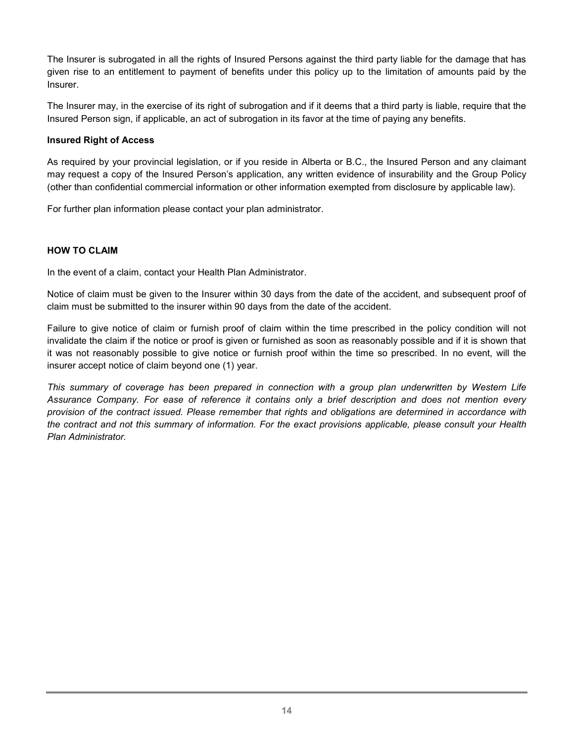The Insurer is subrogated in all the rights of Insured Persons against the third party liable for the damage that has given rise to an entitlement to payment of benefits under this policy up to the limitation of amounts paid by the Insurer.

The Insurer may, in the exercise of its right of subrogation and if it deems that a third party is liable, require that the Insured Person sign, if applicable, an act of subrogation in its favor at the time of paying any benefits.

**Insured Right of Access**

As required by your provincial legislation, or if you reside in Alberta or B.C., the Insured Person and any claimant may request a copy of the Insured Person's application, any written evidence of insurability and the Group Policy (other than confidential commercial information or other information exempted from disclosure by applicable law).

For further plan information please contact your plan administrator.

## HOW TO CLAIM

In the event of a claim, contact your Health Plan Administrator.

Notice of claim must be given to the Insurer within 30 days from the date of the accident, and subsequent proof of claim must be submitted to the insurer within 90 days from the date of the accident.

Failure to give notice of claim or furnish proof of claim within the time prescribed in the policy condition will not invalidate the claim if the notice or proof is given or furnished as soon as reasonably possible and if it is shown that it was not reasonably possible to give notice or furnish proof within the time so prescribed. In no event, will the insurer accept notice of claim beyond one (1) year.

*This summary of coverage has been prepared in connection with a group plan underwritten by Western Life Assurance Company. For ease of reference it contains only a brief description and does not mention every provision of the contract issued. Please remember that rights and obligations are determined in accordance with the contract and not this summary of information. For the exact provisions applicable, please consult your Health Plan Administrator.*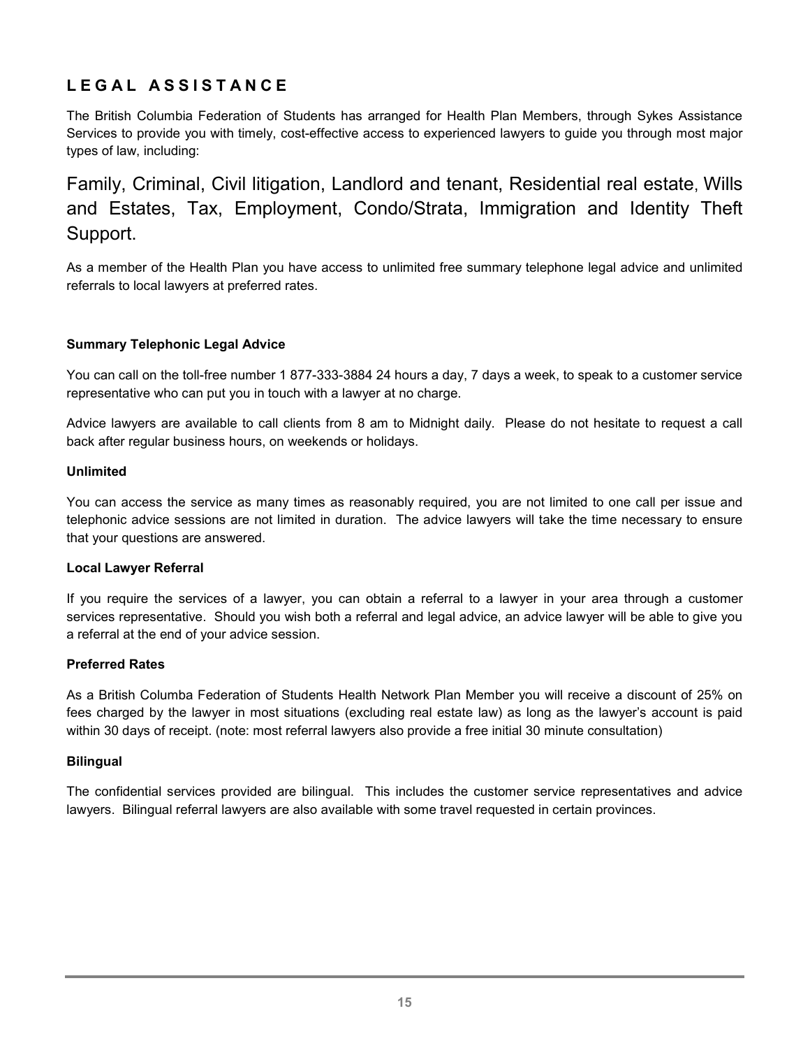## LEGAL ASSISTANCE

The British Columbia Federation of Students has arranged for Health Plan Members, through Sykes Assistance Services to provide you with timely, cost-effective access to experienced lawyers to guide you through most major types of law, including:

Family, Criminal, Civil litigation, Landlord and tenant, Residential real estate, Wills and Estates, Tax, Employment, Condo/Strata, Immigration and Identity Theft Support.

As a member of the Health Plan you have access to unlimited free summary telephone legal advice and unlimited referrals to local lawyers at preferred rates.

**Summary Telephonic Legal Advice**

You can call on the toll-free number 1 877-333-3884 24 hours a day, 7 days a week, to speak to a customer service representative who can put you in touch with a lawyer at no charge.

Advice lawyers are available to call clients from 8 am to Midnight daily. Please do not hesitate to request a call back after regular business hours, on weekends or holidays.

**Unlimited**

You can access the service as many times as reasonably required, you are not limited to one call per issue and telephonic advice sessions are not limited in duration. The advice lawyers will take the time necessary to ensure that your questions are answered.

**Local Lawyer Referral**

If you require the services of a lawyer, you can obtain a referral to a lawyer in your area through a customer services representative. Should you wish both a referral and legal advice, an advice lawyer will be able to give you a referral at the end of your advice session.

**Preferred Rates**

As a British Columba Federation of Students Health Network Plan Member you will receive a discount of 25% on fees charged by the lawyer in most situations (excluding real estate law) as long as the lawyer's account is paid within 30 days of receipt. (note: most referral lawyers also provide a free initial 30 minute consultation)

**Bilingual**

The confidential services provided are bilingual. This includes the customer service representatives and advice lawyers. Bilingual referral lawyers are also available with some travel requested in certain provinces.